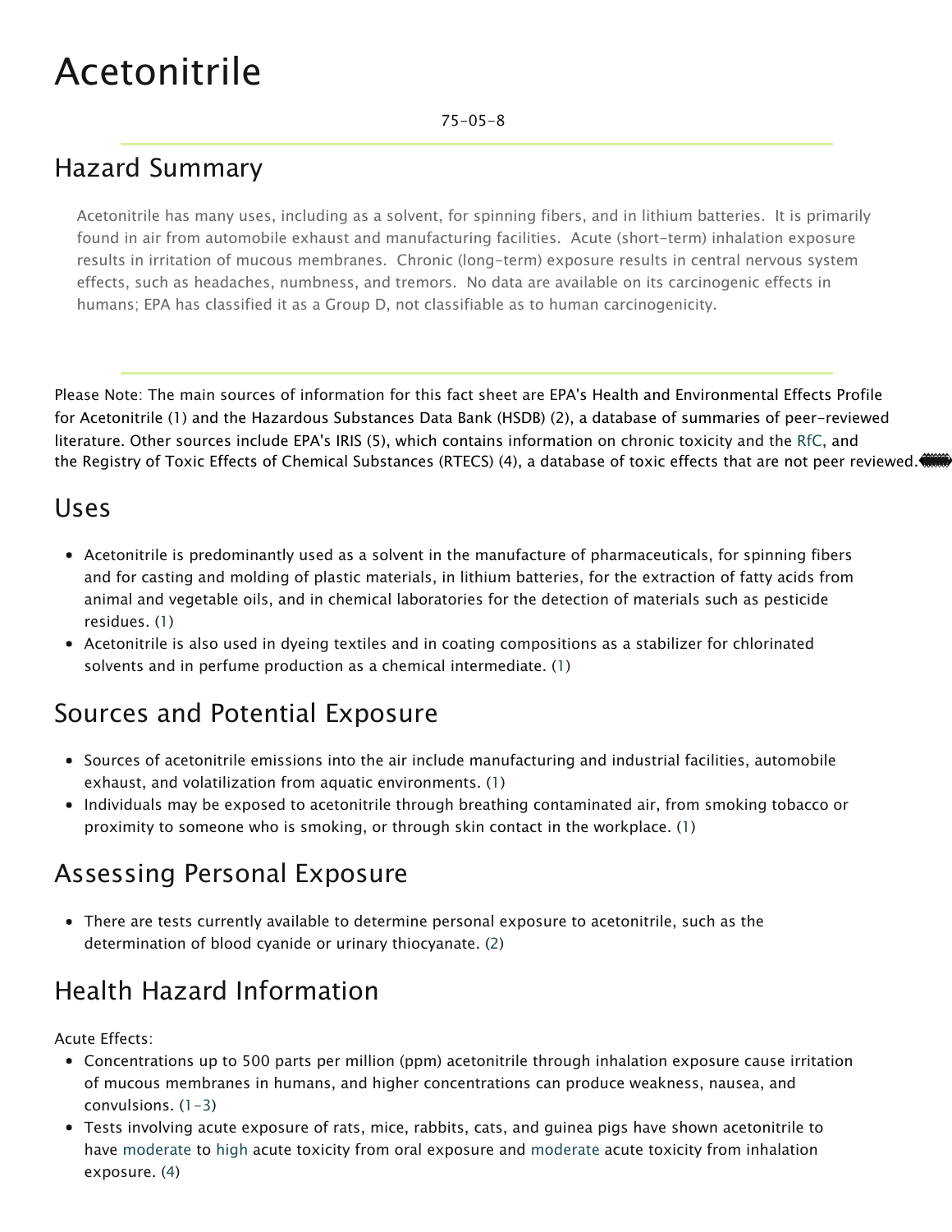# Acetonitrile

75-05-8

## Hazard Summary

Acetonitrile has many uses, including as a solvent, for spinning fibers, and in lithium batteries. It is primarily found in air from automobile exhaust and manufacturing facilities. Acute (short-term) inhalation exposure results in irritation of mucous membranes. Chronic (long-term) exposure results in central nervous system effects, such as headaches, numbness, and tremors. No data are available on its carcinogenic effects in humans; EPA has classified it as a Group D, not classifiable as to human carcinogenicity.

Please Note: The main sources of information for this fact sheet are EPA's Health and Environmental Effects Profile for Acetonitrile (1) and the Hazardous Substances Data Bank (HSDB) (2), a database of summaries of peer-reviewed literature. Other sources include EPA's IRIS (5), which contains information on chronic toxicity and the RfC, and the Registry of Toxic Effects of Chemical Substances (RTECS) (4), a database of toxic effects that are not peer reviewed.

## Uses

- Acetonitrile is predominantly used as a solvent in the manufacture of pharmaceuticals, for spinning fibers and for casting and molding of plastic materials, in lithium batteries, for the extraction of fatty acids from animal and vegetable oils, and in chemical laboratories for the detection of materials such as pesticide residues. (1)
- Acetonitrile is also used in dyeing textiles and in coating compositions as a stabilizer for chlorinated solvents and in perfume production as a chemical intermediate. (1)

## Sources and Potential Exposure

- Sources of acetonitrile emissions into the air include manufacturing and industrial facilities, automobile exhaust, and volatilization from aquatic environments. (1)
- Individuals may be exposed to acetonitrile through breathing contaminated air, from smoking tobacco or proximity to someone who is smoking, or through skin contact in the workplace. (1)

## Assessing Personal Exposure

- There are tests currently available to determine personal exposure to acetonitrile, such as the determination of blood cyanide or urinary thiocyanate. (2)

## Health Hazard Information

Acute Effects:

- Concentrations up to 500 parts per million (ppm) acetonitrile through inhalation exposure cause irritation of mucous membranes in humans, and higher concentrations can produce weakness, nausea, and convulsions. (1-3)
- Tests involving acute exposure of rats, mice, rabbits, cats, and guinea pigs have shown acetonitrile to have moderate to high acute toxicity from oral exposure and moderate acute toxicity from inhalation exposure. (4)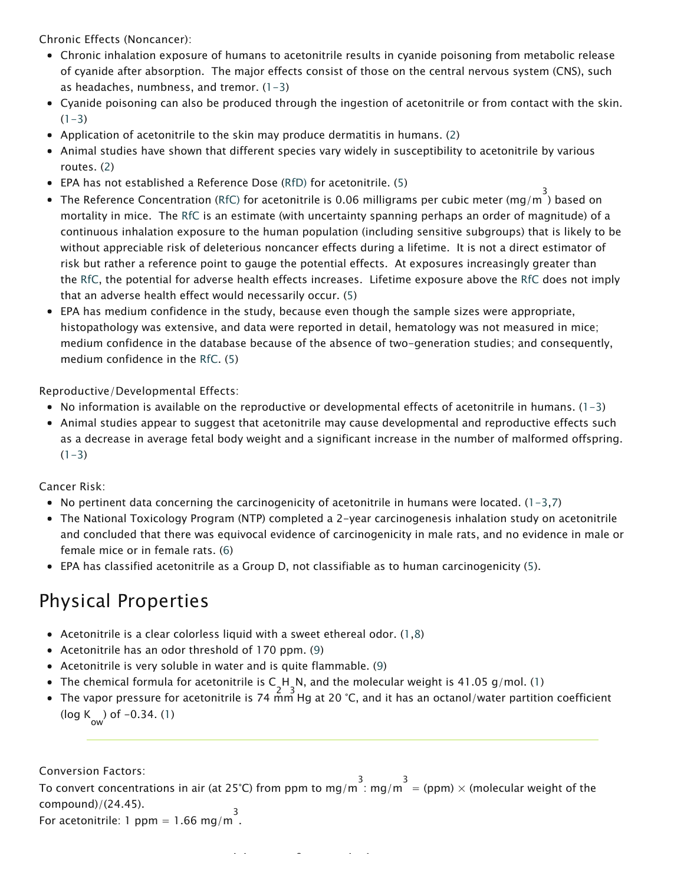Chronic Effects (Noncancer):

- Chronic inhalation exposure of humans to acetonitrile results in cyanide poisoning from metabolic release of cyanide after absorption. The major effects consist of those on the central nervous system (CNS), such as headaches, numbness, and tremor. (1-3)
- Cyanide poisoning can also be produced through the ingestion of acetonitrile or from contact with the skin. (1-3)
- Application of acetonitrile to the skin may produce dermatitis in humans. (2)
- Animal studies have shown that different species vary widely in susceptibility to acetonitrile by various routes. (2)
- EPA has not established a Reference Dose (RfD) for acetonitrile. (5)
- The Reference Concentration (RfC) for acetonitrile is 0.06 milligrams per cubic meter (mg/$m^3$) based on mortality in mice. The RfC is an estimate (with uncertainty spanning perhaps an order of magnitude) of a continuous inhalation exposure to the human population (including sensitive subgroups) that is likely to be without appreciable risk of deleterious noncancer effects during a lifetime. It is not a direct estimator of risk but rather a reference point to gauge the potential effects. At exposures increasingly greater than the RfC, the potential for adverse health effects increases. Lifetime exposure above the RfC does not imply that an adverse health effect would necessarily occur. (5)
- EPA has medium confidence in the study, because even though the sample sizes were appropriate, histopathology was extensive, and data were reported in detail, hematology was not measured in mice; medium confidence in the database because of the absence of two-generation studies; and consequently, medium confidence in the RfC. (5)

Reproductive/Developmental Effects:

- No information is available on the reproductive or developmental effects of acetonitrile in humans. (1-3)
- Animal studies appear to suggest that acetonitrile may cause developmental and reproductive effects such as a decrease in average fetal body weight and a significant increase in the number of malformed offspring. (1-3)

Cancer Risk:

- No pertinent data concerning the carcinogenicity of acetonitrile in humans were located. (1-3,7)
- The National Toxicology Program (NTP) completed a 2-year carcinogenesis inhalation study on acetonitrile and concluded that there was equivocal evidence of carcinogenicity in male rats, and no evidence in male or female mice or in female rats. (6)
- EPA has classified acetonitrile as a Group D, not classifiable as to human carcinogenicity (5).

# Physical Properties

- Acetonitrile is a clear colorless liquid with a sweet ethereal odor. (1,8)
- Acetonitrile has an odor threshold of 170 ppm. (9)
- Acetonitrile is very soluble in water and is quite flammable. (9)
- The chemical formula for acetonitrile is $C_2H_3N$, and the molecular weight is 41.05 g/mol. (1)
- The vapor pressure for acetonitrile is 74 mm Hg at 20 °C, and it has an octanol/water partition coefficient (log $K_{ow}$) of -0.34. (1)

---

Conversion Factors:

To convert concentrations in air (at 25°C) from ppm to mg/$m^3$: mg/$m^3$ = (ppm) × (molecular weight of the compound)/(24.45).

For acetonitrile: 1 ppm = 1.66 mg/$m^3$.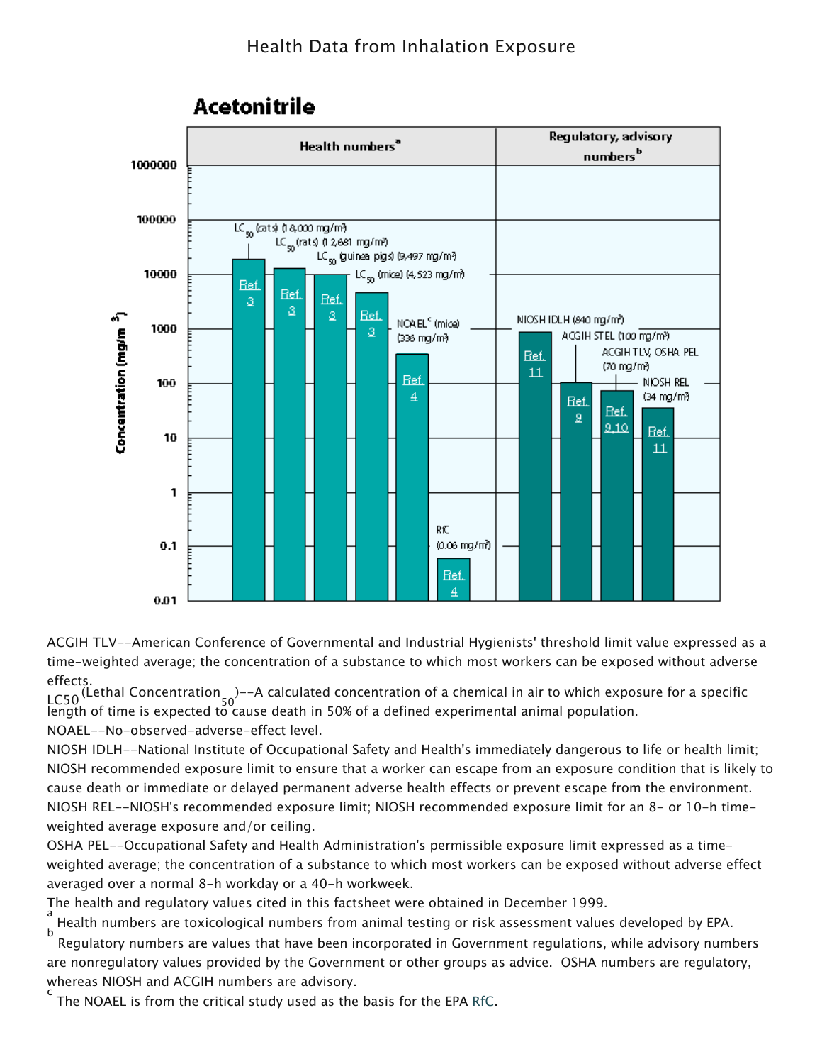Health Data from Inhalation Exposure

## Acetonitrile

| Health numbers[a] | Concentration (mg/m³) | Reference |
|---|---|---|
| $LC_{50}$ (cats) (18,000 mg/m³) | 18,000 | Ref. 3 |
| $LC_{50}$ (rats) (12,681 mg/m³) | 12,681 | Ref. 3 |
| $LC_{50}$ (guinea pigs) (9,497 mg/m³) | 9,497 | Ref. 3 |
| $LC_{50}$ (mice) (4,523 mg/m³) | 4,523 | Ref. 3 |
| NOAEL[c] (mice) (336 mg/m³) | 336 | Ref. 4 |
| RfC (0.06 mg/m³) | 0.06 | Ref. 4 |

| Regulatory, advisory numbers[b] | Concentration (mg/m³) | Reference |
|---|---|---|
| NIOSH IDLH (840 mg/m³) | 840 | Ref. 11 |
| ACGIH STEL (100 mg/m³) | 100 | Ref. 9 |
| ACGIH TLV, OSHA PEL (70 mg/m³) | 70 | Ref. 9,10 |
| NIOSH REL (34 mg/m³) | 34 | Ref. 11 |

ACGIH TLV--American Conference of Governmental and Industrial Hygienists' threshold limit value expressed as a time-weighted average; the concentration of a substance to which most workers can be exposed without adverse effects.

LC50 (Lethal Concentration $_{50}$)--A calculated concentration of a chemical in air to which exposure for a specific length of time is expected to cause death in 50% of a defined experimental animal population.

NOAEL--No-observed-adverse-effect level.

NIOSH IDLH--National Institute of Occupational Safety and Health's immediately dangerous to life or health limit; NIOSH recommended exposure limit to ensure that a worker can escape from an exposure condition that is likely to cause death or immediate or delayed permanent adverse health effects or prevent escape from the environment.

NIOSH REL--NIOSH's recommended exposure limit; NIOSH recommended exposure limit for an 8- or 10-h time-weighted average exposure and/or ceiling.

OSHA PEL--Occupational Safety and Health Administration's permissible exposure limit expressed as a time-weighted average; the concentration of a substance to which most workers can be exposed without adverse effect averaged over a normal 8-h workday or a 40-h workweek.

The health and regulatory values cited in this factsheet were obtained in December 1999.

[a] Health numbers are toxicological numbers from animal testing or risk assessment values developed by EPA.

[b] Regulatory numbers are values that have been incorporated in Government regulations, while advisory numbers are nonregulatory values provided by the Government or other groups as advice. OSHA numbers are regulatory, whereas NIOSH and ACGIH numbers are advisory.

[c] The NOAEL is from the critical study used as the basis for the EPA RfC.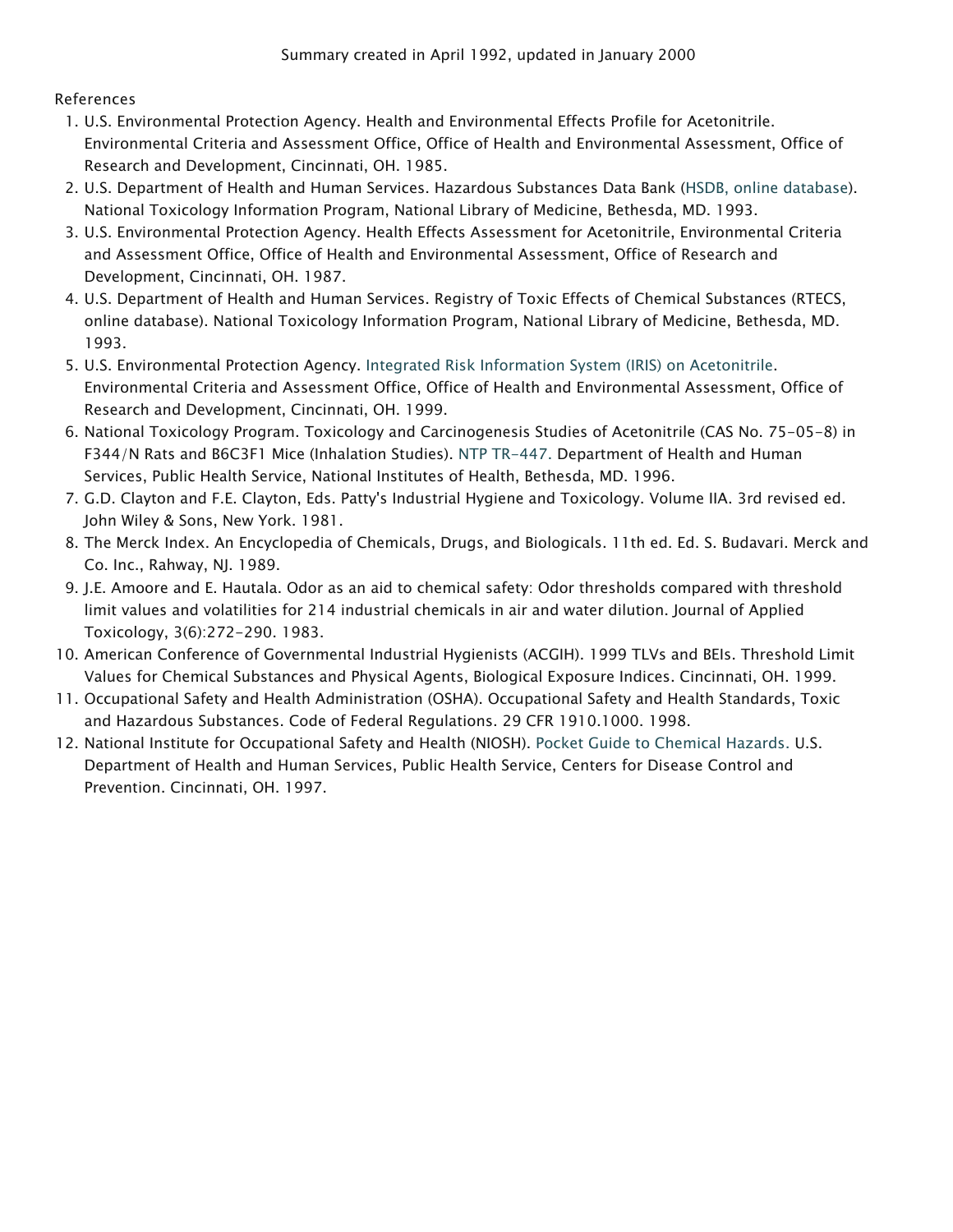Summary created in April 1992, updated in January 2000

References

1. U.S. Environmental Protection Agency. Health and Environmental Effects Profile for Acetonitrile. Environmental Criteria and Assessment Office, Office of Health and Environmental Assessment, Office of Research and Development, Cincinnati, OH. 1985.
2. U.S. Department of Health and Human Services. Hazardous Substances Data Bank (HSDB, online database). National Toxicology Information Program, National Library of Medicine, Bethesda, MD. 1993.
3. U.S. Environmental Protection Agency. Health Effects Assessment for Acetonitrile, Environmental Criteria and Assessment Office, Office of Health and Environmental Assessment, Office of Research and Development, Cincinnati, OH. 1987.
4. U.S. Department of Health and Human Services. Registry of Toxic Effects of Chemical Substances (RTECS, online database). National Toxicology Information Program, National Library of Medicine, Bethesda, MD. 1993.
5. U.S. Environmental Protection Agency. Integrated Risk Information System (IRIS) on Acetonitrile. Environmental Criteria and Assessment Office, Office of Health and Environmental Assessment, Office of Research and Development, Cincinnati, OH. 1999.
6. National Toxicology Program. Toxicology and Carcinogenesis Studies of Acetonitrile (CAS No. 75-05-8) in F344/N Rats and B6C3F1 Mice (Inhalation Studies). NTP TR-447. Department of Health and Human Services, Public Health Service, National Institutes of Health, Bethesda, MD. 1996.
7. G.D. Clayton and F.E. Clayton, Eds. Patty's Industrial Hygiene and Toxicology. Volume IIA. 3rd revised ed. John Wiley & Sons, New York. 1981.
8. The Merck Index. An Encyclopedia of Chemicals, Drugs, and Biologicals. 11th ed. Ed. S. Budavari. Merck and Co. Inc., Rahway, NJ. 1989.
9. J.E. Amoore and E. Hautala. Odor as an aid to chemical safety: Odor thresholds compared with threshold limit values and volatilities for 214 industrial chemicals in air and water dilution. Journal of Applied Toxicology, 3(6):272-290. 1983.
10. American Conference of Governmental Industrial Hygienists (ACGIH). 1999 TLVs and BEIs. Threshold Limit Values for Chemical Substances and Physical Agents, Biological Exposure Indices. Cincinnati, OH. 1999.
11. Occupational Safety and Health Administration (OSHA). Occupational Safety and Health Standards, Toxic and Hazardous Substances. Code of Federal Regulations. 29 CFR 1910.1000. 1998.
12. National Institute for Occupational Safety and Health (NIOSH). Pocket Guide to Chemical Hazards. U.S. Department of Health and Human Services, Public Health Service, Centers for Disease Control and Prevention. Cincinnati, OH. 1997.